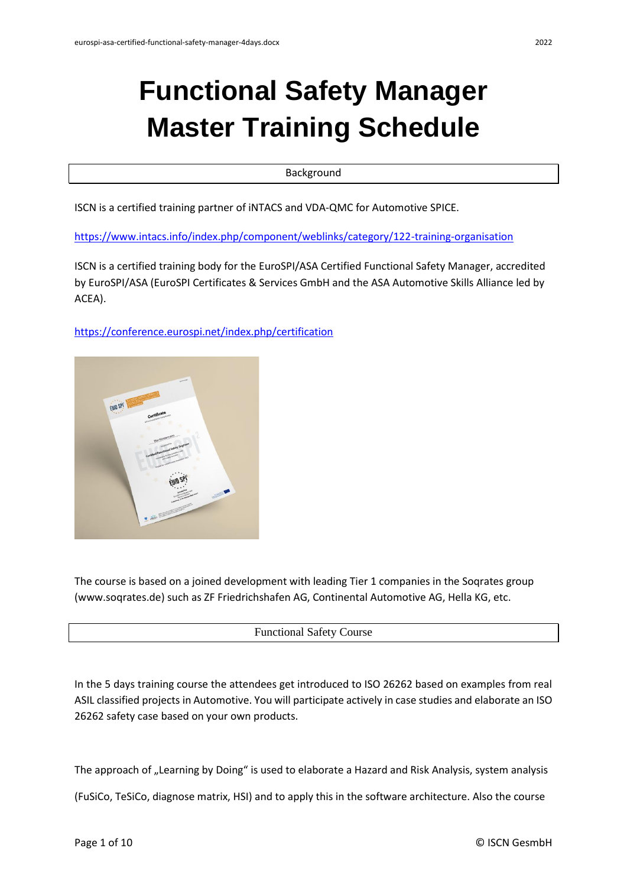# Functional Safety Manager Master Training Schedule

## Background

ISCN is a certified training partner of iNTACS and VDA-QMC for Automotive SPICE.

https://www.intacs.info/index.php/component/weblinks/category/122-training-organisation

ISCN is a certified training body for the EuroSPI/ASA Certified Functional Safety Manager, accredited by EuroSPI/ASA (EuroSPI Certificates & Services GmbH and the ASA Automotive Skills Alliance led by ACEA).

https://conference.eurospi.net/index.php/certification

The course is based on a joined development with leading Tier 1 companies in the Soqrates group (www.soqrates.de) such as ZF Friedrichshafen AG, Continental Automotive AG, Hella KG, etc.

## Functional Safety Course

In the 5 days training course the attendees get introduced to ISO 26262 based on examples from real ASIL classified projects in Automotive. You will participate actively in case studies and elaborate an ISO 26262 safety case based on your own products.

The approach of „Learning by Doing" is used to elaborate a Hazard and Risk Analysis, system analysis

(FuSiCo, TeSiCo, diagnose matrix, HSI) and to apply this in the software architecture. Also the course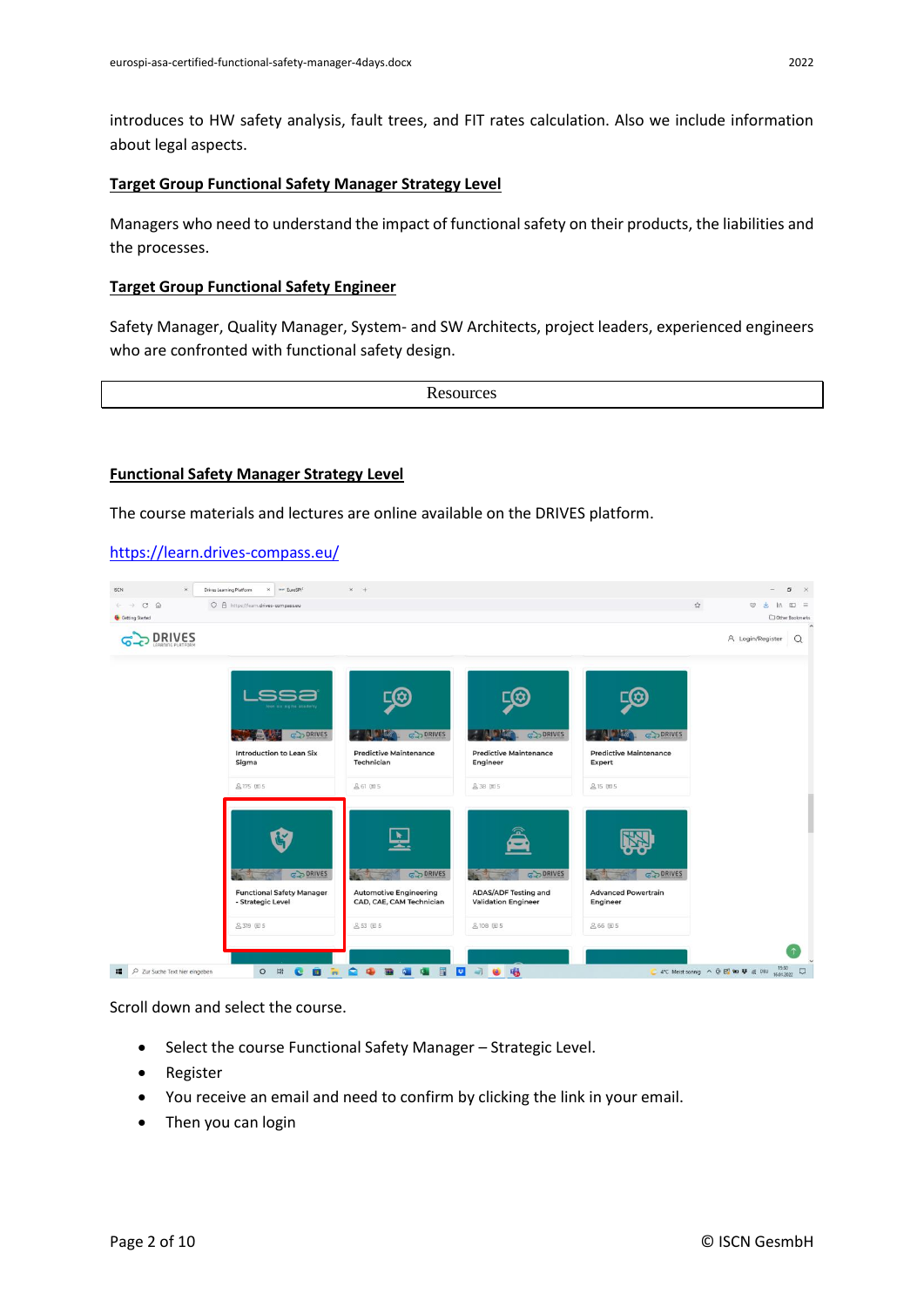introduces to HW safety analysis, fault trees, and FIT rates calculation. Also we include information about legal aspects.

**Target Group Functional Safety Manager Strategy Level**

Managers who need to understand the impact of functional safety on their products, the liabilities and the processes.

**Target Group Functional Safety Engineer**

Safety Manager, Quality Manager, System- and SW Architects, project leaders, experienced engineers who are confronted with functional safety design.

| Resources |
| --- |

**Functional Safety Manager Strategy Level**

The course materials and lectures are online available on the DRIVES platform.

https://learn.drives-compass.eu/

Scroll down and select the course.

- Select the course Functional Safety Manager – Strategic Level.
- Register
- You receive an email and need to confirm by clicking the link in your email.
- Then you can login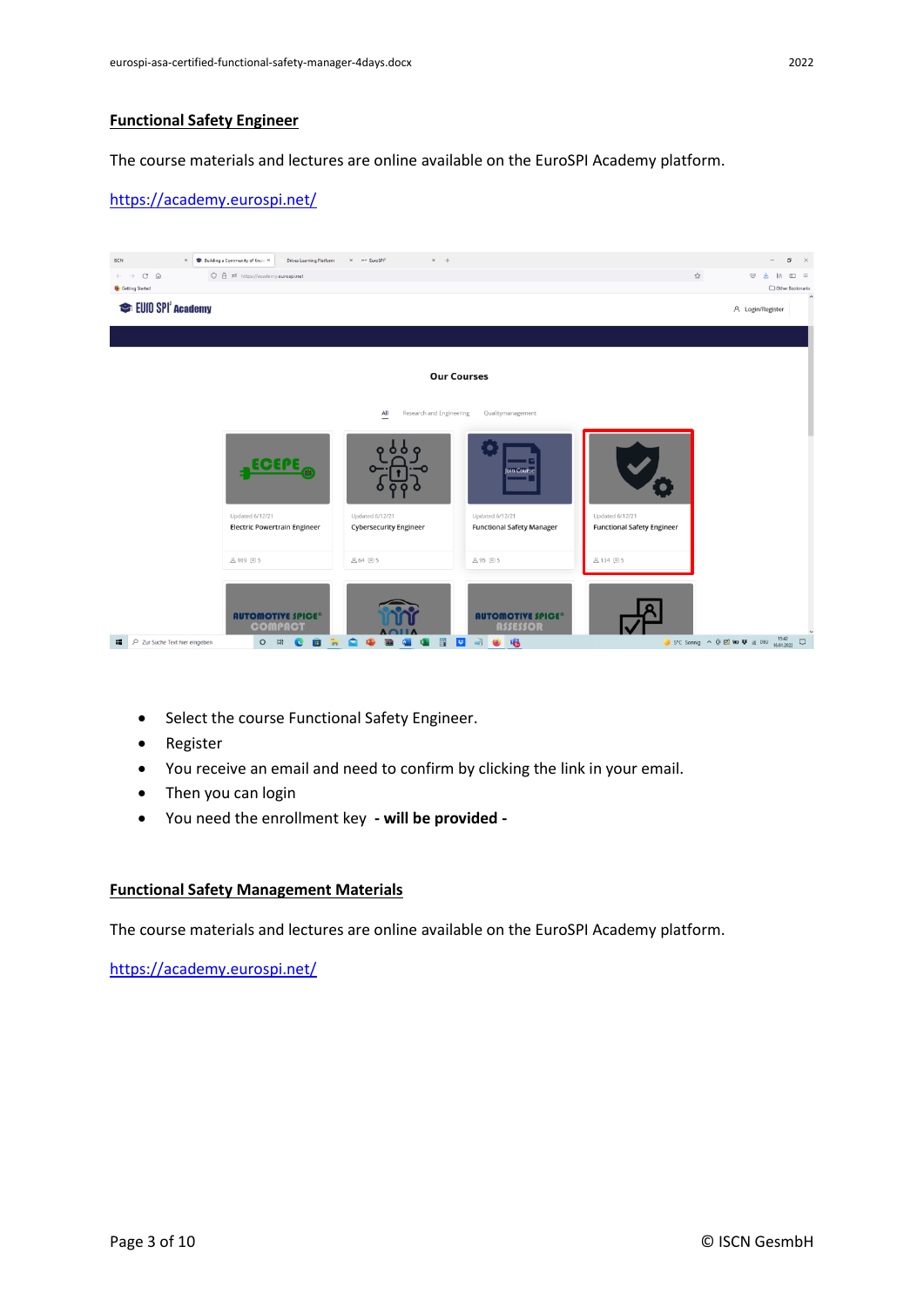**Functional Safety Engineer**

The course materials and lectures are online available on the EuroSPI Academy platform.

https://academy.eurospi.net/

- Select the course Functional Safety Engineer.
- Register
- You receive an email and need to confirm by clicking the link in your email.
- Then you can login
- You need the enrollment key **- will be provided -**

**Functional Safety Management Materials**

The course materials and lectures are online available on the EuroSPI Academy platform.

https://academy.eurospi.net/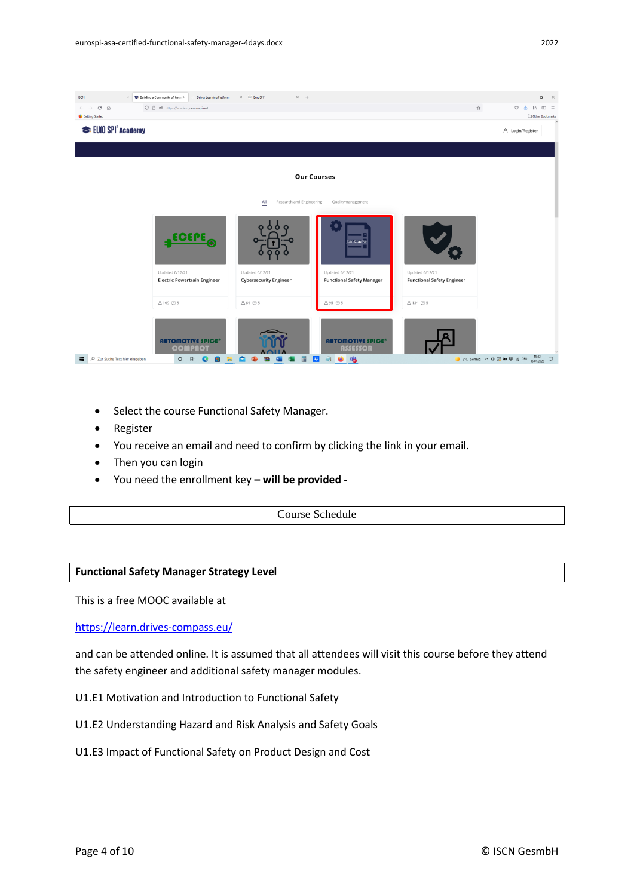- Select the course Functional Safety Manager.
- Register
- You receive an email and need to confirm by clicking the link in your email.
- Then you can login
- You need the enrollment key **– will be provided -**

| Course Schedule |
|---|

| **Functional Safety Manager Strategy Level** |
|---|

This is a free MOOC available at

https://learn.drives-compass.eu/

and can be attended online. It is assumed that all attendees will visit this course before they attend the safety engineer and additional safety manager modules.

U1.E1 Motivation and Introduction to Functional Safety

U1.E2 Understanding Hazard and Risk Analysis and Safety Goals

U1.E3 Impact of Functional Safety on Product Design and Cost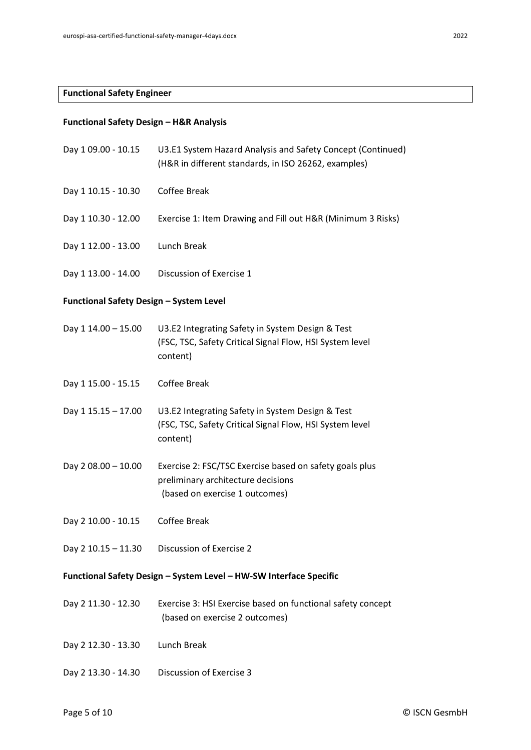**Functional Safety Engineer**

**Functional Safety Design – H&R Analysis**

| | |
|---|---|
| Day 1 09.00 - 10.15 | U3.E1 System Hazard Analysis and Safety Concept (Continued) (H&R in different standards, in ISO 26262, examples) |
| Day 1 10.15 - 10.30 | Coffee Break |
| Day 1 10.30 - 12.00 | Exercise 1: Item Drawing and Fill out H&R (Minimum 3 Risks) |
| Day 1 12.00 - 13.00 | Lunch Break |
| Day 1 13.00 - 14.00 | Discussion of Exercise 1 |

**Functional Safety Design – System Level**

| | |
|---|---|
| Day 1 14.00 – 15.00 | U3.E2 Integrating Safety in System Design & Test (FSC, TSC, Safety Critical Signal Flow, HSI System level content) |
| Day 1 15.00 - 15.15 | Coffee Break |
| Day 1 15.15 – 17.00 | U3.E2 Integrating Safety in System Design & Test (FSC, TSC, Safety Critical Signal Flow, HSI System level content) |
| Day 2 08.00 – 10.00 | Exercise 2: FSC/TSC Exercise based on safety goals plus preliminary architecture decisions (based on exercise 1 outcomes) |
| Day 2 10.00 - 10.15 | Coffee Break |
| Day 2 10.15 – 11.30 | Discussion of Exercise 2 |

**Functional Safety Design – System Level – HW-SW Interface Specific**

| | |
|---|---|
| Day 2 11.30 - 12.30 | Exercise 3: HSI Exercise based on functional safety concept (based on exercise 2 outcomes) |
| Day 2 12.30 - 13.30 | Lunch Break |
| Day 2 13.30 - 14.30 | Discussion of Exercise 3 |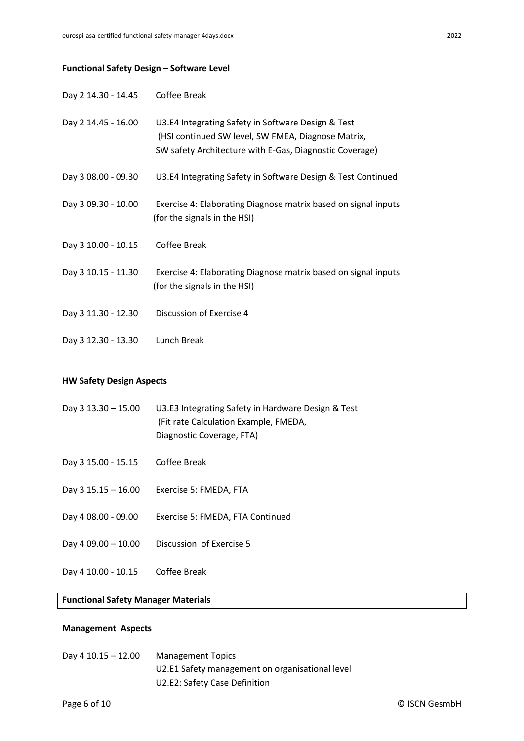**Functional Safety Design – Software Level**

| | |
|---|---|
| Day 2 14.30 - 14.45 | Coffee Break |
| Day 2 14.45 - 16.00 | U3.E4 Integrating Safety in Software Design & Test (HSI continued SW level, SW FMEA, Diagnose Matrix, SW safety Architecture with E-Gas, Diagnostic Coverage) |
| Day 3 08.00 - 09.30 | U3.E4 Integrating Safety in Software Design & Test Continued |
| Day 3 09.30 - 10.00 | Exercise 4: Elaborating Diagnose matrix based on signal inputs (for the signals in the HSI) |
| Day 3 10.00 - 10.15 | Coffee Break |
| Day 3 10.15 - 11.30 | Exercise 4: Elaborating Diagnose matrix based on signal inputs (for the signals in the HSI) |
| Day 3 11.30 - 12.30 | Discussion of Exercise 4 |
| Day 3 12.30 - 13.30 | Lunch Break |

**HW Safety Design Aspects**

| | |
|---|---|
| Day 3 13.30 – 15.00 | U3.E3 Integrating Safety in Hardware Design & Test (Fit rate Calculation Example, FMEDA, Diagnostic Coverage, FTA) |
| Day 3 15.00 - 15.15 | Coffee Break |
| Day 3 15.15 – 16.00 | Exercise 5: FMEDA, FTA |
| Day 4 08.00 - 09.00 | Exercise 5: FMEDA, FTA Continued |
| Day 4 09.00 – 10.00 | Discussion of Exercise 5 |
| Day 4 10.00 - 10.15 | Coffee Break |

**Functional Safety Manager Materials**

**Management Aspects**

| | |
|---|---|
| Day 4 10.15 – 12.00 | Management Topics<br>U2.E1 Safety management on organisational level<br>U2.E2: Safety Case Definition |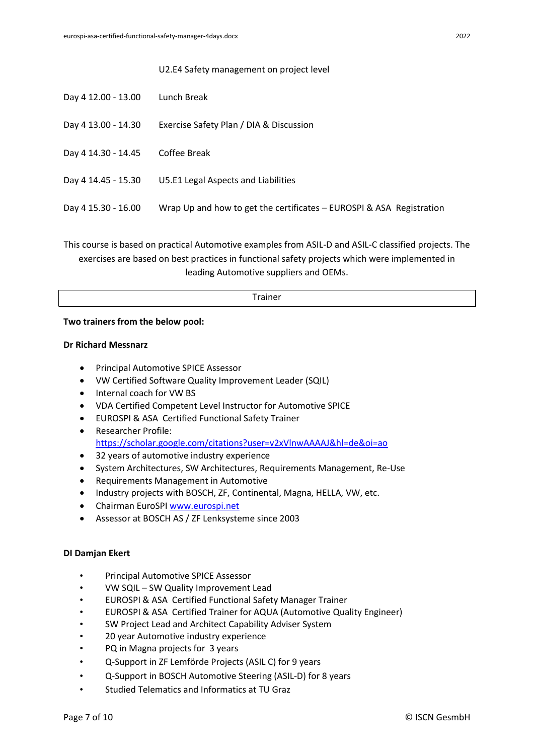| | |
|---|---|
| | U2.E4 Safety management on project level |
| Day 4 12.00 - 13.00 | Lunch Break |
| Day 4 13.00 - 14.30 | Exercise Safety Plan / DIA & Discussion |
| Day 4 14.30 - 14.45 | Coffee Break |
| Day 4 14.45 - 15.30 | U5.E1 Legal Aspects and Liabilities |
| Day 4 15.30 - 16.00 | Wrap Up and how to get the certificates – EUROSPI & ASA Registration |

This course is based on practical Automotive examples from ASIL-D and ASIL-C classified projects. The exercises are based on best practices in functional safety projects which were implemented in leading Automotive suppliers and OEMs.

| Trainer |
|---|

**Two trainers from the below pool:**

**Dr Richard Messnarz**

- Principal Automotive SPICE Assessor
- VW Certified Software Quality Improvement Leader (SQIL)
- Internal coach for VW BS
- VDA Certified Competent Level Instructor for Automotive SPICE
- EUROSPI & ASA Certified Functional Safety Trainer
- Researcher Profile: https://scholar.google.com/citations?user=v2xVlnwAAAAJ&hl=de&oi=ao
- 32 years of automotive industry experience
- System Architectures, SW Architectures, Requirements Management, Re-Use
- Requirements Management in Automotive
- Industry projects with BOSCH, ZF, Continental, Magna, HELLA, VW, etc.
- Chairman EuroSPI www.eurospi.net
- Assessor at BOSCH AS / ZF Lenksysteme since 2003

**DI Damjan Ekert**

- Principal Automotive SPICE Assessor
- VW SQIL – SW Quality Improvement Lead
- EUROSPI & ASA Certified Functional Safety Manager Trainer
- EUROSPI & ASA Certified Trainer for AQUA (Automotive Quality Engineer)
- SW Project Lead and Architect Capability Adviser System
- 20 year Automotive industry experience
- PQ in Magna projects for 3 years
- Q-Support in ZF Lemförde Projects (ASIL C) for 9 years
- Q-Support in BOSCH Automotive Steering (ASIL-D) for 8 years
- Studied Telematics and Informatics at TU Graz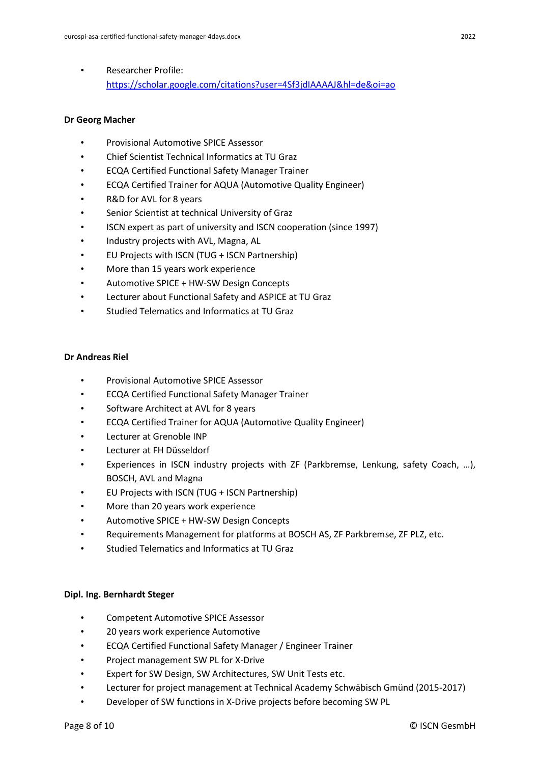- Researcher Profile: https://scholar.google.com/citations?user=4Sf3jdIAAAAJ&hl=de&oi=ao

**Dr Georg Macher**

- Provisional Automotive SPICE Assessor
- Chief Scientist Technical Informatics at TU Graz
- ECQA Certified Functional Safety Manager Trainer
- ECQA Certified Trainer for AQUA (Automotive Quality Engineer)
- R&D for AVL for 8 years
- Senior Scientist at technical University of Graz
- ISCN expert as part of university and ISCN cooperation (since 1997)
- Industry projects with AVL, Magna, AL
- EU Projects with ISCN (TUG + ISCN Partnership)
- More than 15 years work experience
- Automotive SPICE + HW-SW Design Concepts
- Lecturer about Functional Safety and ASPICE at TU Graz
- Studied Telematics and Informatics at TU Graz

**Dr Andreas Riel**

- Provisional Automotive SPICE Assessor
- ECQA Certified Functional Safety Manager Trainer
- Software Architect at AVL for 8 years
- ECQA Certified Trainer for AQUA (Automotive Quality Engineer)
- Lecturer at Grenoble INP
- Lecturer at FH Düsseldorf
- Experiences in ISCN industry projects with ZF (Parkbremse, Lenkung, safety Coach, …), BOSCH, AVL and Magna
- EU Projects with ISCN (TUG + ISCN Partnership)
- More than 20 years work experience
- Automotive SPICE + HW-SW Design Concepts
- Requirements Management for platforms at BOSCH AS, ZF Parkbremse, ZF PLZ, etc.
- Studied Telematics and Informatics at TU Graz

**Dipl. Ing. Bernhardt Steger**

- Competent Automotive SPICE Assessor
- 20 years work experience Automotive
- ECQA Certified Functional Safety Manager / Engineer Trainer
- Project management SW PL for X-Drive
- Expert for SW Design, SW Architectures, SW Unit Tests etc.
- Lecturer for project management at Technical Academy Schwäbisch Gmünd (2015-2017)
- Developer of SW functions in X-Drive projects before becoming SW PL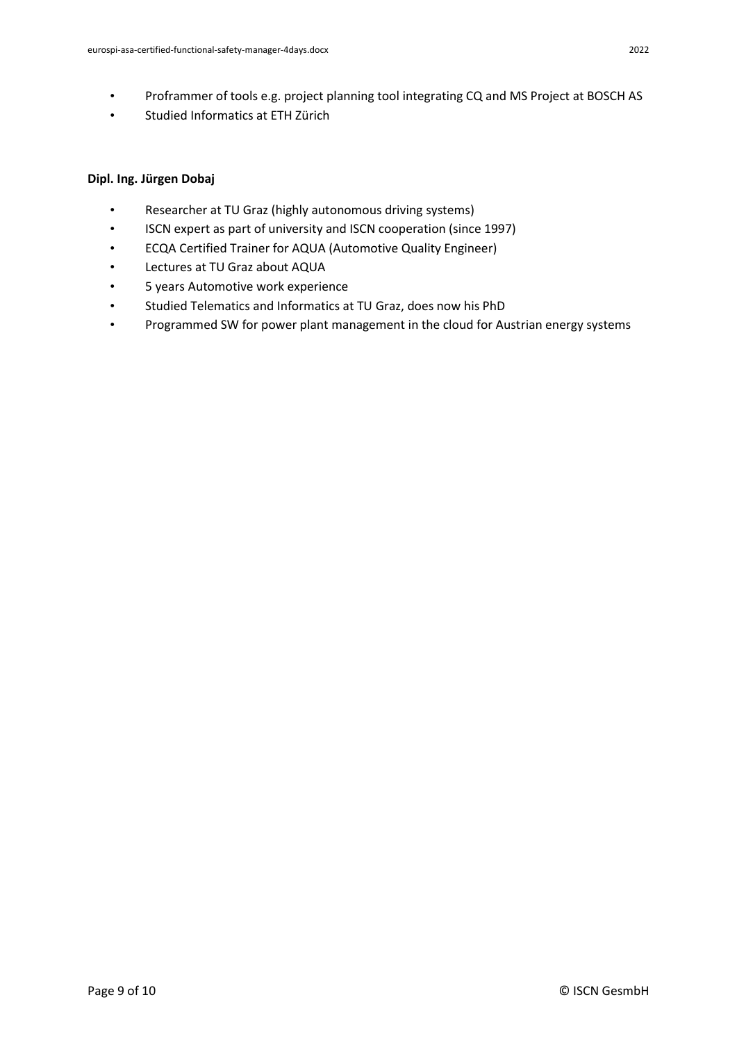- Proframmer of tools e.g. project planning tool integrating CQ and MS Project at BOSCH AS
- Studied Informatics at ETH Zürich

**Dipl. Ing. Jürgen Dobaj**

- Researcher at TU Graz (highly autonomous driving systems)
- ISCN expert as part of university and ISCN cooperation (since 1997)
- ECQA Certified Trainer for AQUA (Automotive Quality Engineer)
- Lectures at TU Graz about AQUA
- 5 years Automotive work experience
- Studied Telematics and Informatics at TU Graz, does now his PhD
- Programmed SW for power plant management in the cloud for Austrian energy systems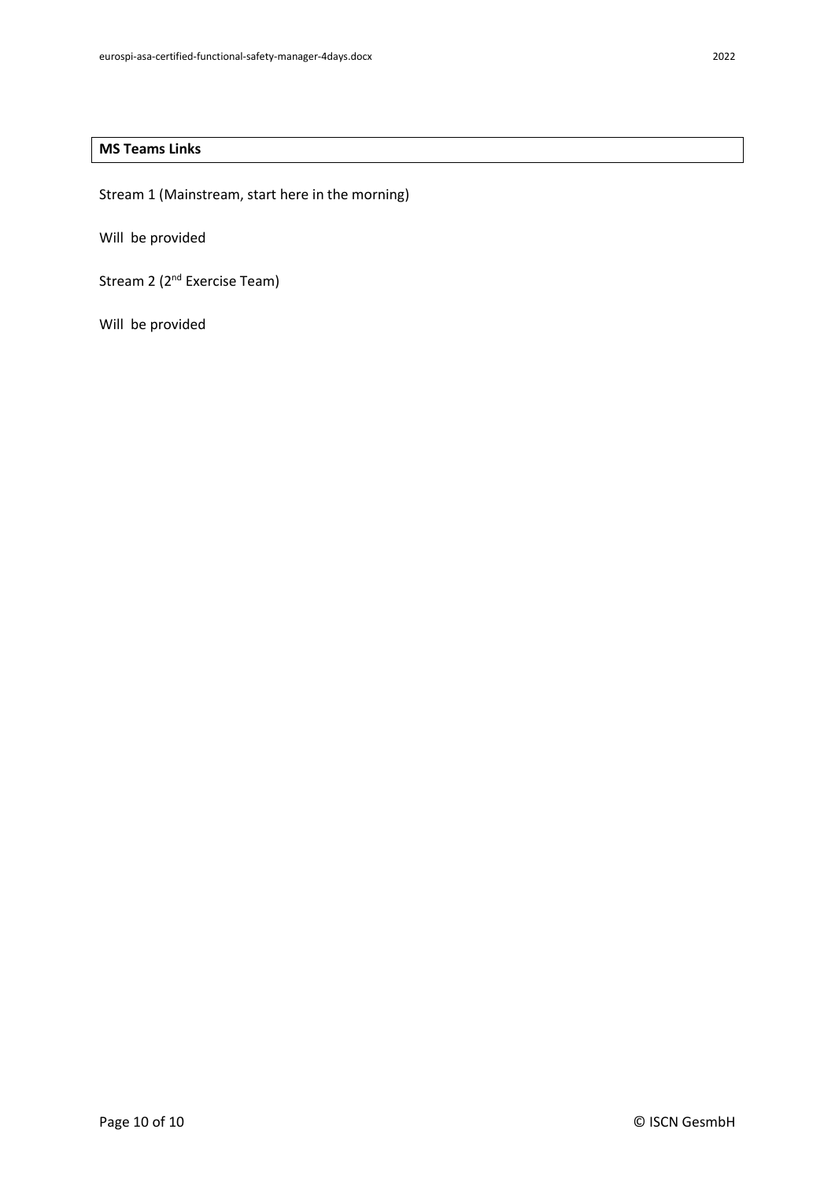**MS Teams Links**

Stream 1 (Mainstream, start here in the morning)

Will be provided

Stream 2 (2nd Exercise Team)

Will be provided